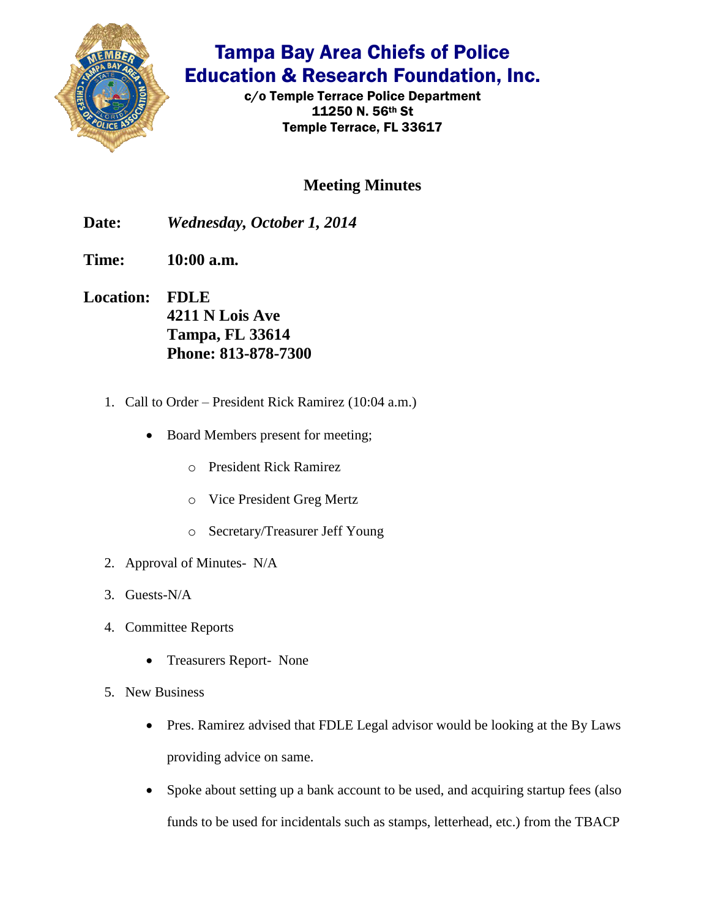# Tampa Bay Area Chiefs of Police Education & Research Foundation, Inc.

**c/o Temple Terrace Police Department**
**11250 N. 56th St**
**Temple Terrace, FL 33617**

## Meeting Minutes

**Date:** ***Wednesday, October 1, 2014***

**Time:** **10:00 a.m.**

**Location:** **FDLE**
**4211 N Lois Ave**
**Tampa, FL 33614**
**Phone: 813-878-7300**

1. Call to Order – President Rick Ramirez (10:04 a.m.)
   - Board Members present for meeting;
     - President Rick Ramirez
     - Vice President Greg Mertz
     - Secretary/Treasurer Jeff Young
2. Approval of Minutes- N/A
3. Guests-N/A
4. Committee Reports
   - Treasurers Report- None
5. New Business
   - Pres. Ramirez advised that FDLE Legal advisor would be looking at the By Laws providing advice on same.
   - Spoke about setting up a bank account to be used, and acquiring startup fees (also funds to be used for incidentals such as stamps, letterhead, etc.) from the TBACP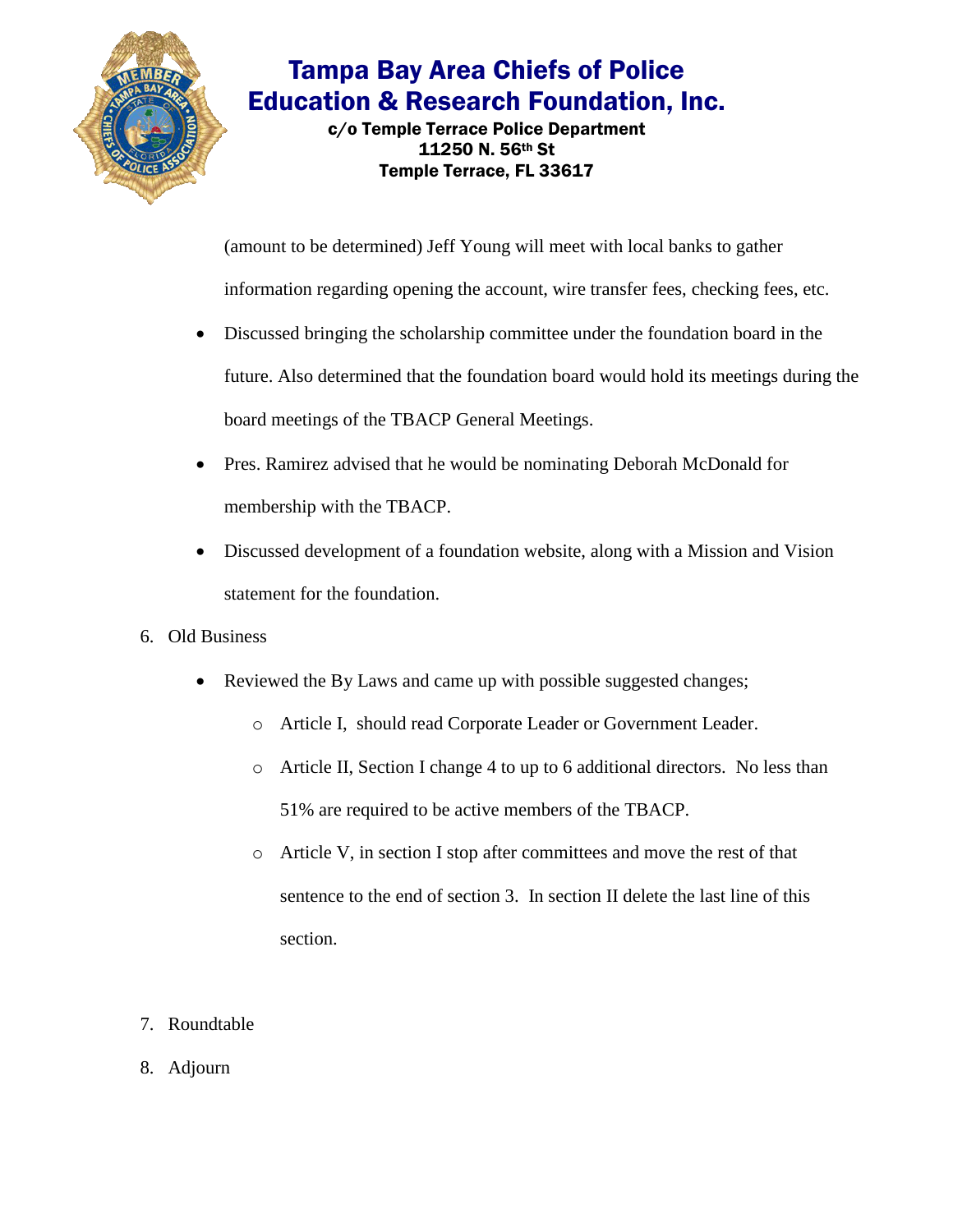(amount to be determined) Jeff Young will meet with local banks to gather information regarding opening the account, wire transfer fees, checking fees, etc.

- Discussed bringing the scholarship committee under the foundation board in the future. Also determined that the foundation board would hold its meetings during the board meetings of the TBACP General Meetings.
- Pres. Ramirez advised that he would be nominating Deborah McDonald for membership with the TBACP.
- Discussed development of a foundation website, along with a Mission and Vision statement for the foundation.

6. Old Business
   - Reviewed the By Laws and came up with possible suggested changes;
     - Article I, should read Corporate Leader or Government Leader.
     - Article II, Section I change 4 to up to 6 additional directors. No less than 51% are required to be active members of the TBACP.
     - Article V, in section I stop after committees and move the rest of that sentence to the end of section 3. In section II delete the last line of this section.

7. Roundtable
8. Adjourn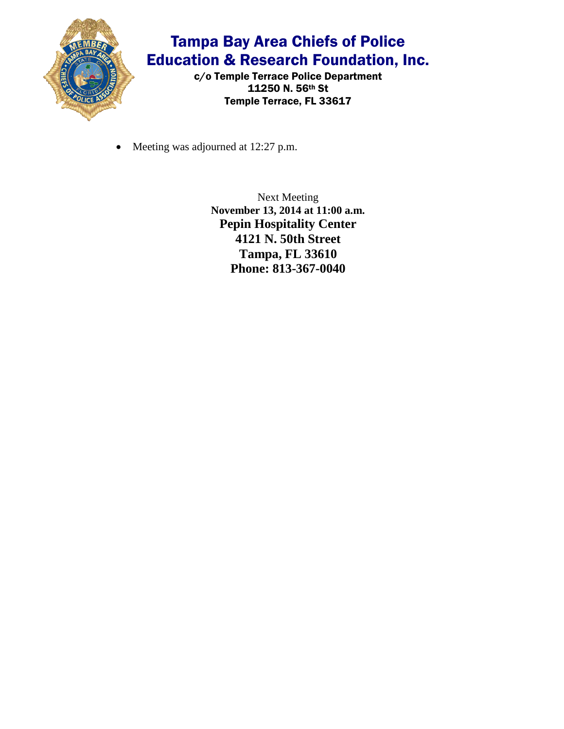- Meeting was adjourned at 12:27 p.m.

Next Meeting

**November 13, 2014 at 11:00 a.m.**

**Pepin Hospitality Center**

**4121 N. 50th Street**

**Tampa, FL 33610**

**Phone: 813-367-0040**